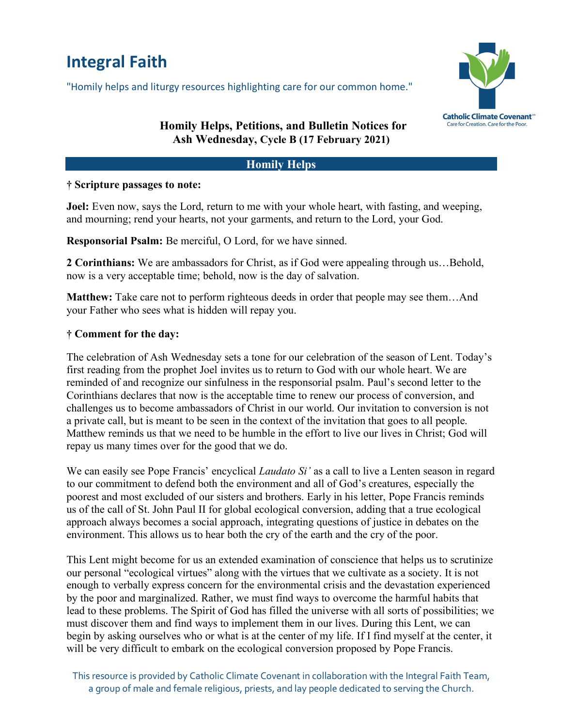# Integral Faith

"Homily helps and liturgy resources highlighting care for our common home."

Catholic Climate Covenant
Care for Creation. Care for the Poor.

## Homily Helps, Petitions, and Bulletin Notices for Ash Wednesday, Cycle B (17 February 2021)

## Homily Helps

**† Scripture passages to note:**

**Joel:** Even now, says the Lord, return to me with your whole heart, with fasting, and weeping, and mourning; rend your hearts, not your garments, and return to the Lord, your God.

**Responsorial Psalm:** Be merciful, O Lord, for we have sinned.

**2 Corinthians:** We are ambassadors for Christ, as if God were appealing through us…Behold, now is a very acceptable time; behold, now is the day of salvation.

**Matthew:** Take care not to perform righteous deeds in order that people may see them…And your Father who sees what is hidden will repay you.

**† Comment for the day:**

The celebration of Ash Wednesday sets a tone for our celebration of the season of Lent. Today's first reading from the prophet Joel invites us to return to God with our whole heart. We are reminded of and recognize our sinfulness in the responsorial psalm. Paul's second letter to the Corinthians declares that now is the acceptable time to renew our process of conversion, and challenges us to become ambassadors of Christ in our world. Our invitation to conversion is not a private call, but is meant to be seen in the context of the invitation that goes to all people. Matthew reminds us that we need to be humble in the effort to live our lives in Christ; God will repay us many times over for the good that we do.

We can easily see Pope Francis' encyclical *Laudato Si'* as a call to live a Lenten season in regard to our commitment to defend both the environment and all of God's creatures, especially the poorest and most excluded of our sisters and brothers. Early in his letter, Pope Francis reminds us of the call of St. John Paul II for global ecological conversion, adding that a true ecological approach always becomes a social approach, integrating questions of justice in debates on the environment. This allows us to hear both the cry of the earth and the cry of the poor.

This Lent might become for us an extended examination of conscience that helps us to scrutinize our personal "ecological virtues" along with the virtues that we cultivate as a society. It is not enough to verbally express concern for the environmental crisis and the devastation experienced by the poor and marginalized. Rather, we must find ways to overcome the harmful habits that lead to these problems. The Spirit of God has filled the universe with all sorts of possibilities; we must discover them and find ways to implement them in our lives. During this Lent, we can begin by asking ourselves who or what is at the center of my life. If I find myself at the center, it will be very difficult to embark on the ecological conversion proposed by Pope Francis.

This resource is provided by Catholic Climate Covenant in collaboration with the Integral Faith Team, a group of male and female religious, priests, and lay people dedicated to serving the Church.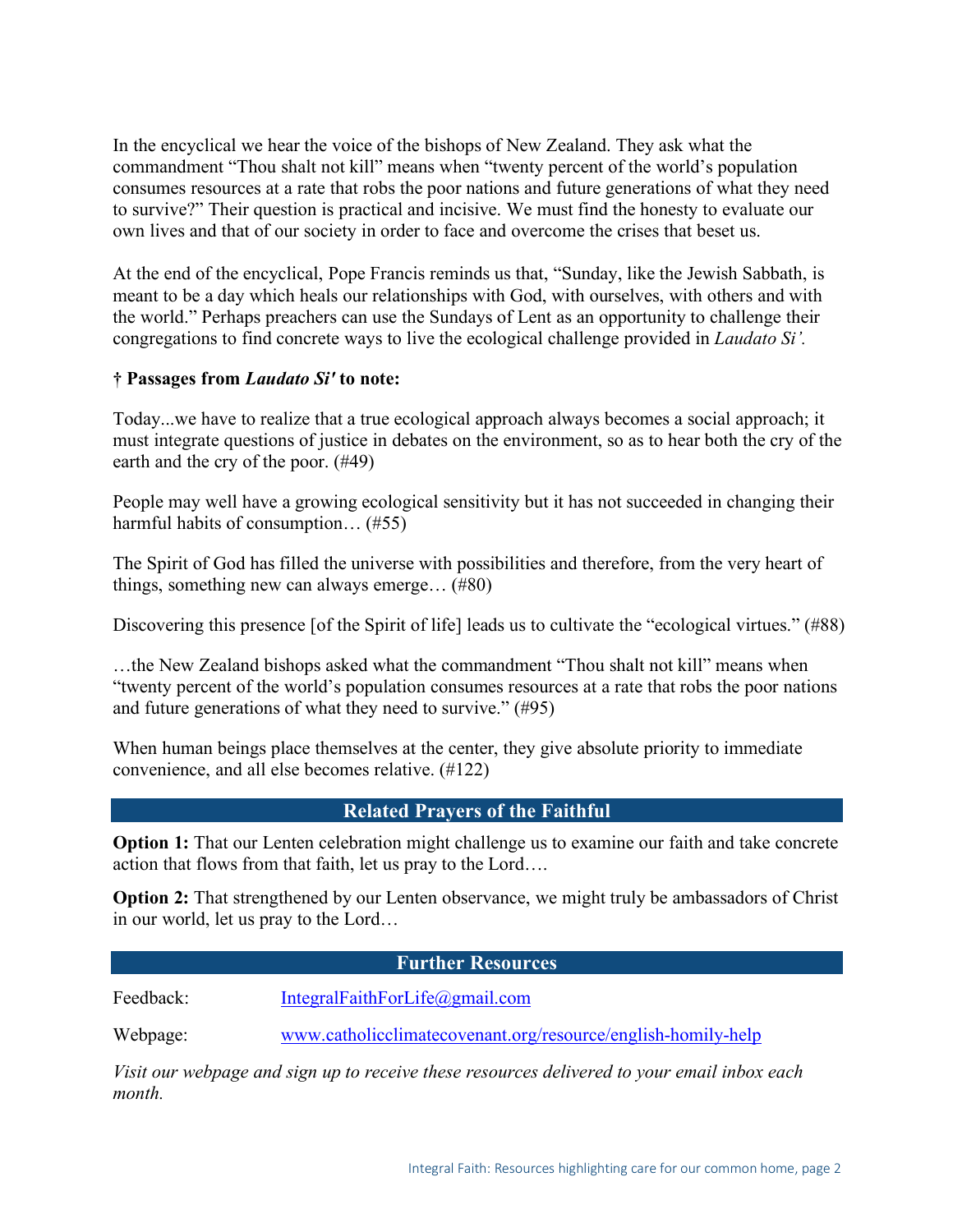In the encyclical we hear the voice of the bishops of New Zealand. They ask what the commandment "Thou shalt not kill" means when "twenty percent of the world's population consumes resources at a rate that robs the poor nations and future generations of what they need to survive?" Their question is practical and incisive. We must find the honesty to evaluate our own lives and that of our society in order to face and overcome the crises that beset us.

At the end of the encyclical, Pope Francis reminds us that, "Sunday, like the Jewish Sabbath, is meant to be a day which heals our relationships with God, with ourselves, with others and with the world." Perhaps preachers can use the Sundays of Lent as an opportunity to challenge their congregations to find concrete ways to live the ecological challenge provided in *Laudato Si'.*

**† Passages from *Laudato Si'* to note:**

Today...we have to realize that a true ecological approach always becomes a social approach; it must integrate questions of justice in debates on the environment, so as to hear both the cry of the earth and the cry of the poor. (#49)

People may well have a growing ecological sensitivity but it has not succeeded in changing their harmful habits of consumption… (#55)

The Spirit of God has filled the universe with possibilities and therefore, from the very heart of things, something new can always emerge… (#80)

Discovering this presence [of the Spirit of life] leads us to cultivate the "ecological virtues." (#88)

…the New Zealand bishops asked what the commandment "Thou shalt not kill" means when "twenty percent of the world's population consumes resources at a rate that robs the poor nations and future generations of what they need to survive." (#95)

When human beings place themselves at the center, they give absolute priority to immediate convenience, and all else becomes relative. (#122)

## Related Prayers of the Faithful

**Option 1:** That our Lenten celebration might challenge us to examine our faith and take concrete action that flows from that faith, let us pray to the Lord….

**Option 2:** That strengthened by our Lenten observance, we might truly be ambassadors of Christ in our world, let us pray to the Lord…

## Further Resources

Feedback: IntegralFaithForLife@gmail.com

Webpage: www.catholicclimatecovenant.org/resource/english-homily-help

*Visit our webpage and sign up to receive these resources delivered to your email inbox each month.*